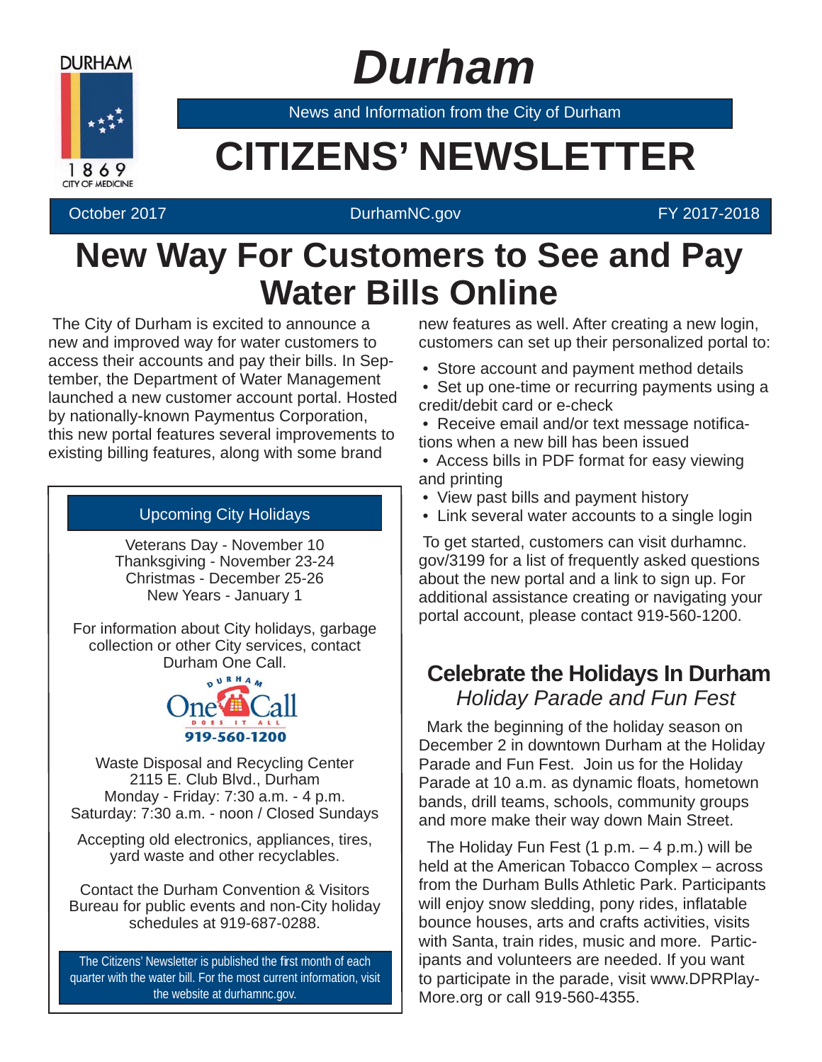DURHAM

1869

CITY OF MEDICINE

# Durham

News and Information from the City of Durham

# CITIZENS' NEWSLETTER

October 2017 | DurhamNC.gov | FY 2017-2018

## New Way For Customers to See and Pay Water Bills Online

The City of Durham is excited to announce a new and improved way for water customers to access their accounts and pay their bills. In September, the Department of Water Management launched a new customer account portal. Hosted by nationally-known Paymentus Corporation, this new portal features several improvements to existing billing features, along with some brand new features as well. After creating a new login, customers can set up their personalized portal to:

- Store account and payment method details
- Set up one-time or recurring payments using a credit/debit card or e-check
- Receive email and/or text message notifications when a new bill has been issued
- Access bills in PDF format for easy viewing and printing
- View past bills and payment history
- Link several water accounts to a single login

To get started, customers can visit durhamnc.gov/3199 for a list of frequently asked questions about the new portal and a link to sign up. For additional assistance creating or navigating your portal account, please contact 919-560-1200.

### Upcoming City Holidays

Veterans Day - November 10
Thanksgiving - November 23-24
Christmas - December 25-26
New Years - January 1

For information about City holidays, garbage collection or other City services, contact Durham One Call.

DURHAM One Call DOES IT ALL
919-560-1200

Waste Disposal and Recycling Center
2115 E. Club Blvd., Durham
Monday - Friday: 7:30 a.m. - 4 p.m.
Saturday: 7:30 a.m. - noon / Closed Sundays

Accepting old electronics, appliances, tires, yard waste and other recyclables.

Contact the Durham Convention & Visitors Bureau for public events and non-City holiday schedules at 919-687-0288.

The Citizens' Newsletter is published the first month of each quarter with the water bill. For the most current information, visit the website at durhamnc.gov.

## Celebrate the Holidays In Durham

*Holiday Parade and Fun Fest*

Mark the beginning of the holiday season on December 2 in downtown Durham at the Holiday Parade and Fun Fest. Join us for the Holiday Parade at 10 a.m. as dynamic floats, hometown bands, drill teams, schools, community groups and more make their way down Main Street.

The Holiday Fun Fest (1 p.m. – 4 p.m.) will be held at the American Tobacco Complex – across from the Durham Bulls Athletic Park. Participants will enjoy snow sledding, pony rides, inflatable bounce houses, arts and crafts activities, visits with Santa, train rides, music and more. Participants and volunteers are needed. If you want to participate in the parade, visit www.DPRPlayMore.org or call 919-560-4355.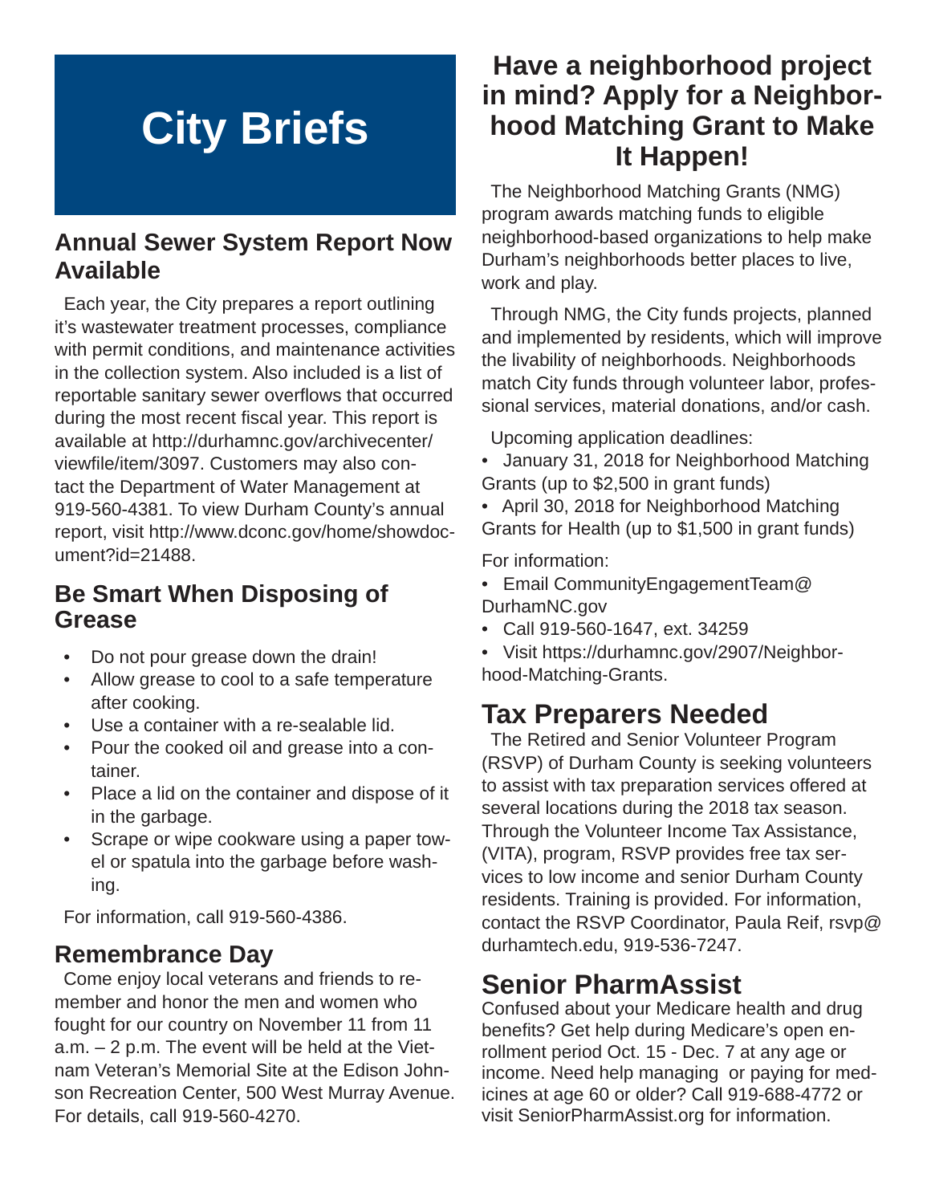# City Briefs

## Annual Sewer System Report Now Available

Each year, the City prepares a report outlining it's wastewater treatment processes, compliance with permit conditions, and maintenance activities in the collection system. Also included is a list of reportable sanitary sewer overflows that occurred during the most recent fiscal year. This report is available at http://durhamnc.gov/archivecenter/viewfile/item/3097. Customers may also contact the Department of Water Management at 919-560-4381. To view Durham County's annual report, visit http://www.dconc.gov/home/showdocument?id=21488.

## Be Smart When Disposing of Grease

- Do not pour grease down the drain!
- Allow grease to cool to a safe temperature after cooking.
- Use a container with a re-sealable lid.
- Pour the cooked oil and grease into a container.
- Place a lid on the container and dispose of it in the garbage.
- Scrape or wipe cookware using a paper towel or spatula into the garbage before washing.

For information, call 919-560-4386.

## Remembrance Day

Come enjoy local veterans and friends to remember and honor the men and women who fought for our country on November 11 from 11 a.m. – 2 p.m. The event will be held at the Vietnam Veteran's Memorial Site at the Edison Johnson Recreation Center, 500 West Murray Avenue. For details, call 919-560-4270.

## Have a neighborhood project in mind? Apply for a Neighborhood Matching Grant to Make It Happen!

The Neighborhood Matching Grants (NMG) program awards matching funds to eligible neighborhood-based organizations to help make Durham's neighborhoods better places to live, work and play.

Through NMG, the City funds projects, planned and implemented by residents, which will improve the livability of neighborhoods. Neighborhoods match City funds through volunteer labor, professional services, material donations, and/or cash.

Upcoming application deadlines:

- January 31, 2018 for Neighborhood Matching Grants (up to $2,500 in grant funds)
- April 30, 2018 for Neighborhood Matching Grants for Health (up to $1,500 in grant funds)

For information:

- Email CommunityEngagementTeam@DurhamNC.gov
- Call 919-560-1647, ext. 34259
- Visit https://durhamnc.gov/2907/Neighborhood-Matching-Grants.

## Tax Preparers Needed

The Retired and Senior Volunteer Program (RSVP) of Durham County is seeking volunteers to assist with tax preparation services offered at several locations during the 2018 tax season. Through the Volunteer Income Tax Assistance, (VITA), program, RSVP provides free tax services to low income and senior Durham County residents. Training is provided. For information, contact the RSVP Coordinator, Paula Reif, rsvp@durhamtech.edu, 919-536-7247.

## Senior PharmAssist

Confused about your Medicare health and drug benefits? Get help during Medicare's open enrollment period Oct. 15 - Dec. 7 at any age or income. Need help managing or paying for medicines at age 60 or older? Call 919-688-4772 or visit SeniorPharmAssist.org for information.